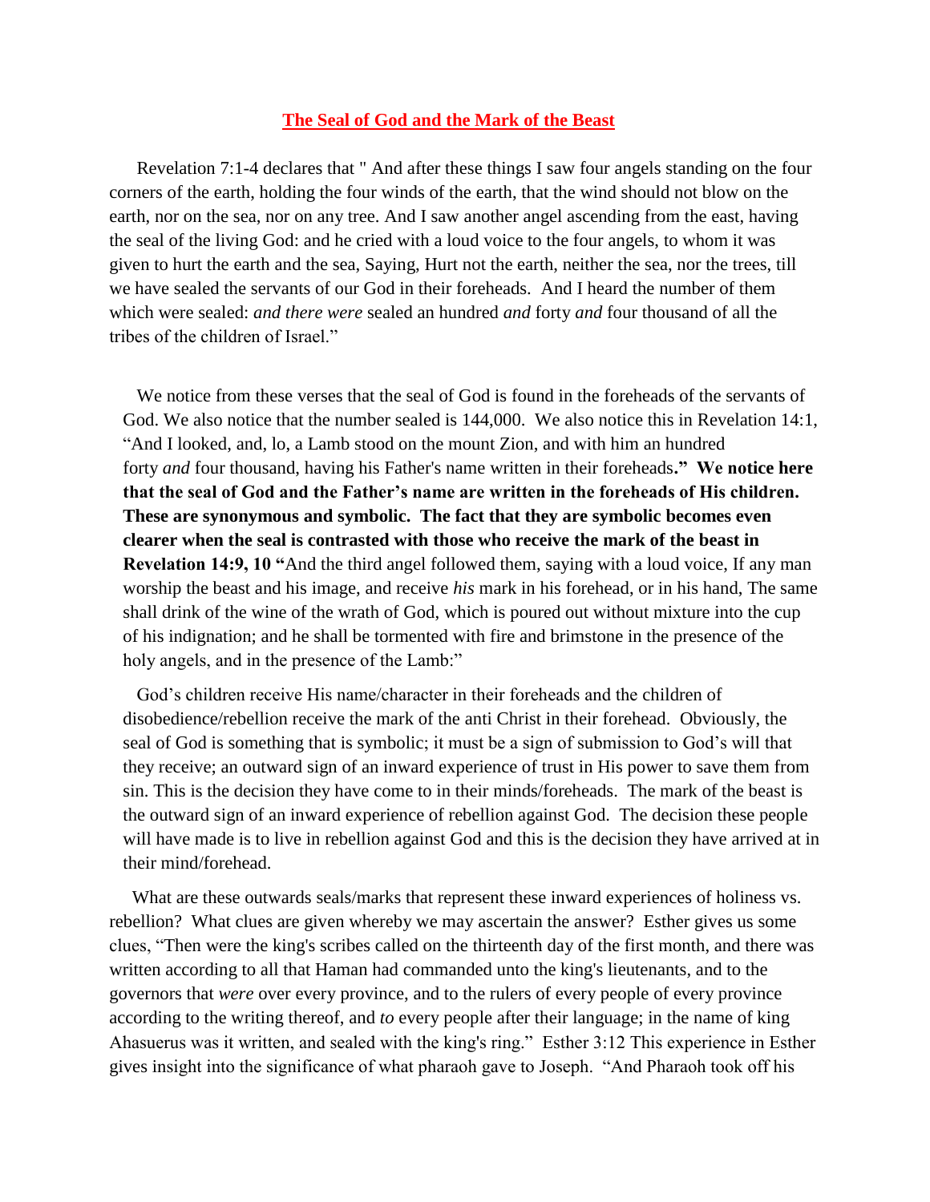# The Seal of God and the Mark of the Beast

Revelation 7:1-4 declares that " And after these things I saw four angels standing on the four corners of the earth, holding the four winds of the earth, that the wind should not blow on the earth, nor on the sea, nor on any tree. And I saw another angel ascending from the east, having the seal of the living God: and he cried with a loud voice to the four angels, to whom it was given to hurt the earth and the sea, Saying, Hurt not the earth, neither the sea, nor the trees, till we have sealed the servants of our God in their foreheads. And I heard the number of them which were sealed: *and there were* sealed an hundred *and* forty *and* four thousand of all the tribes of the children of Israel."

We notice from these verses that the seal of God is found in the foreheads of the servants of God. We also notice that the number sealed is 144,000. We also notice this in Revelation 14:1, "And I looked, and, lo, a Lamb stood on the mount Zion, and with him an hundred forty *and* four thousand, having his Father's name written in their foreheads**." We notice here that the seal of God and the Father's name are written in the foreheads of His children. These are synonymous and symbolic. The fact that they are symbolic becomes even clearer when the seal is contrasted with those who receive the mark of the beast in Revelation 14:9, 10 "**And the third angel followed them, saying with a loud voice, If any man worship the beast and his image, and receive *his* mark in his forehead, or in his hand, The same shall drink of the wine of the wrath of God, which is poured out without mixture into the cup of his indignation; and he shall be tormented with fire and brimstone in the presence of the holy angels, and in the presence of the Lamb:"

God's children receive His name/character in their foreheads and the children of disobedience/rebellion receive the mark of the anti Christ in their forehead. Obviously, the seal of God is something that is symbolic; it must be a sign of submission to God's will that they receive; an outward sign of an inward experience of trust in His power to save them from sin. This is the decision they have come to in their minds/foreheads. The mark of the beast is the outward sign of an inward experience of rebellion against God. The decision these people will have made is to live in rebellion against God and this is the decision they have arrived at in their mind/forehead.

What are these outwards seals/marks that represent these inward experiences of holiness vs. rebellion? What clues are given whereby we may ascertain the answer? Esther gives us some clues, "Then were the king's scribes called on the thirteenth day of the first month, and there was written according to all that Haman had commanded unto the king's lieutenants, and to the governors that *were* over every province, and to the rulers of every people of every province according to the writing thereof, and *to* every people after their language; in the name of king Ahasuerus was it written, and sealed with the king's ring." Esther 3:12 This experience in Esther gives insight into the significance of what pharaoh gave to Joseph. "And Pharaoh took off his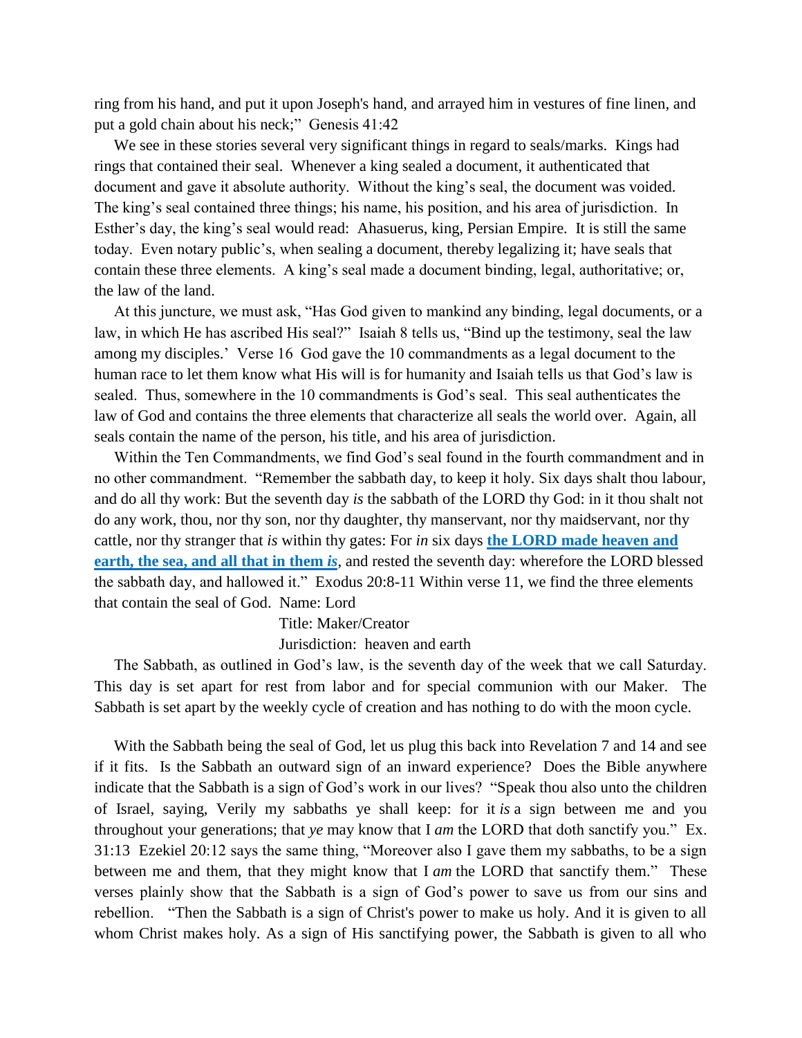ring from his hand, and put it upon Joseph's hand, and arrayed him in vestures of fine linen, and put a gold chain about his neck;" Genesis 41:42

We see in these stories several very significant things in regard to seals/marks. Kings had rings that contained their seal. Whenever a king sealed a document, it authenticated that document and gave it absolute authority. Without the king's seal, the document was voided. The king's seal contained three things; his name, his position, and his area of jurisdiction. In Esther's day, the king's seal would read: Ahasuerus, king, Persian Empire. It is still the same today. Even notary public's, when sealing a document, thereby legalizing it; have seals that contain these three elements. A king's seal made a document binding, legal, authoritative; or, the law of the land.

At this juncture, we must ask, "Has God given to mankind any binding, legal documents, or a law, in which He has ascribed His seal?" Isaiah 8 tells us, "Bind up the testimony, seal the law among my disciples.' Verse 16 God gave the 10 commandments as a legal document to the human race to let them know what His will is for humanity and Isaiah tells us that God's law is sealed. Thus, somewhere in the 10 commandments is God's seal. This seal authenticates the law of God and contains the three elements that characterize all seals the world over. Again, all seals contain the name of the person, his title, and his area of jurisdiction.

Within the Ten Commandments, we find God's seal found in the fourth commandment and in no other commandment. "Remember the sabbath day, to keep it holy. Six days shalt thou labour, and do all thy work: But the seventh day *is* the sabbath of the LORD thy God: in it thou shalt not do any work, thou, nor thy son, nor thy daughter, thy manservant, nor thy maidservant, nor thy cattle, nor thy stranger that *is* within thy gates: For *in* six days **the LORD made heaven and earth, the sea, and all that in them *is***, and rested the seventh day: wherefore the LORD blessed the sabbath day, and hallowed it." Exodus 20:8-11 Within verse 11, we find the three elements that contain the seal of God. Name: Lord

Title: Maker/Creator

Jurisdiction: heaven and earth

The Sabbath, as outlined in God's law, is the seventh day of the week that we call Saturday. This day is set apart for rest from labor and for special communion with our Maker. The Sabbath is set apart by the weekly cycle of creation and has nothing to do with the moon cycle.

With the Sabbath being the seal of God, let us plug this back into Revelation 7 and 14 and see if it fits. Is the Sabbath an outward sign of an inward experience? Does the Bible anywhere indicate that the Sabbath is a sign of God's work in our lives? "Speak thou also unto the children of Israel, saying, Verily my sabbaths ye shall keep: for it *is* a sign between me and you throughout your generations; that *ye* may know that I *am* the LORD that doth sanctify you." Ex. 31:13 Ezekiel 20:12 says the same thing, "Moreover also I gave them my sabbaths, to be a sign between me and them, that they might know that I *am* the LORD that sanctify them." These verses plainly show that the Sabbath is a sign of God's power to save us from our sins and rebellion. "Then the Sabbath is a sign of Christ's power to make us holy. And it is given to all whom Christ makes holy. As a sign of His sanctifying power, the Sabbath is given to all who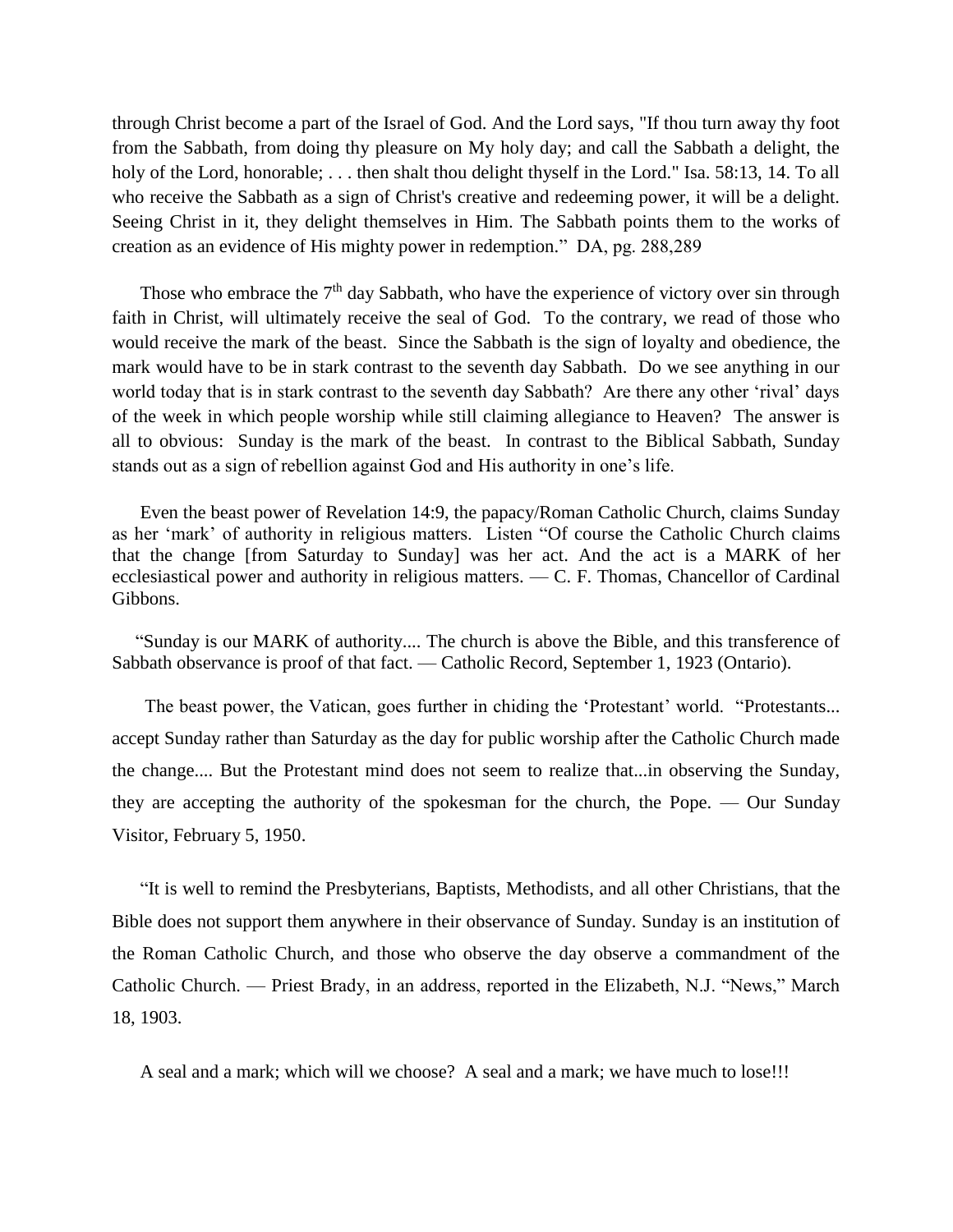through Christ become a part of the Israel of God. And the Lord says, "If thou turn away thy foot from the Sabbath, from doing thy pleasure on My holy day; and call the Sabbath a delight, the holy of the Lord, honorable; . . . then shalt thou delight thyself in the Lord." Isa. 58:13, 14. To all who receive the Sabbath as a sign of Christ's creative and redeeming power, it will be a delight. Seeing Christ in it, they delight themselves in Him. The Sabbath points them to the works of creation as an evidence of His mighty power in redemption." DA, pg. 288,289

Those who embrace the 7th day Sabbath, who have the experience of victory over sin through faith in Christ, will ultimately receive the seal of God. To the contrary, we read of those who would receive the mark of the beast. Since the Sabbath is the sign of loyalty and obedience, the mark would have to be in stark contrast to the seventh day Sabbath. Do we see anything in our world today that is in stark contrast to the seventh day Sabbath? Are there any other 'rival' days of the week in which people worship while still claiming allegiance to Heaven? The answer is all to obvious: Sunday is the mark of the beast. In contrast to the Biblical Sabbath, Sunday stands out as a sign of rebellion against God and His authority in one's life.

Even the beast power of Revelation 14:9, the papacy/Roman Catholic Church, claims Sunday as her 'mark' of authority in religious matters. Listen "Of course the Catholic Church claims that the change [from Saturday to Sunday] was her act. And the act is a MARK of her ecclesiastical power and authority in religious matters. — C. F. Thomas, Chancellor of Cardinal Gibbons.

"Sunday is our MARK of authority.... The church is above the Bible, and this transference of Sabbath observance is proof of that fact. — Catholic Record, September 1, 1923 (Ontario).

The beast power, the Vatican, goes further in chiding the 'Protestant' world. "Protestants... accept Sunday rather than Saturday as the day for public worship after the Catholic Church made the change.... But the Protestant mind does not seem to realize that...in observing the Sunday, they are accepting the authority of the spokesman for the church, the Pope. — Our Sunday Visitor, February 5, 1950.

"It is well to remind the Presbyterians, Baptists, Methodists, and all other Christians, that the Bible does not support them anywhere in their observance of Sunday. Sunday is an institution of the Roman Catholic Church, and those who observe the day observe a commandment of the Catholic Church. — Priest Brady, in an address, reported in the Elizabeth, N.J. "News," March 18, 1903.

A seal and a mark; which will we choose? A seal and a mark; we have much to lose!!!